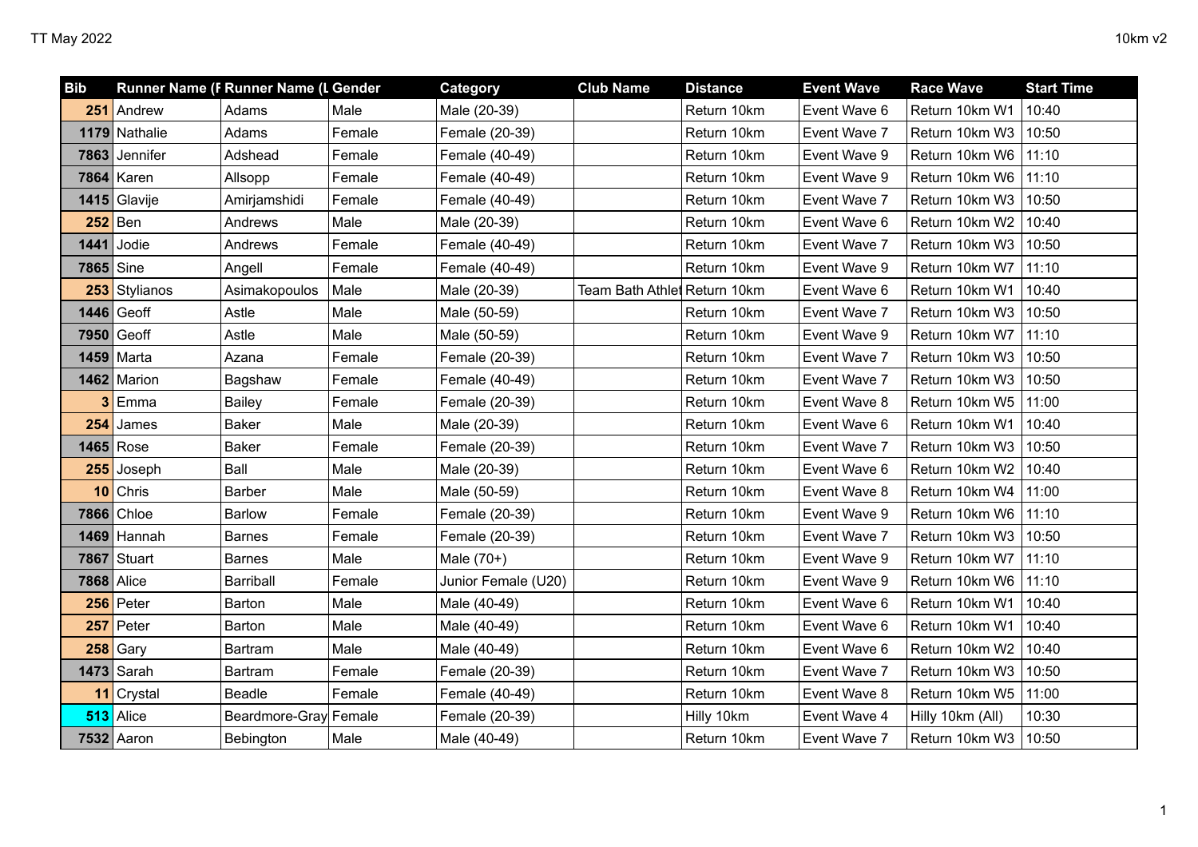| Bib | Runner Name (F | Runner Name (L | Gender | Category | Club Name | Distance | Event Wave | Race Wave | Start Time |
|---|---|---|---|---|---|---|---|---|---|
| 251 | Andrew | Adams | Male | Male (20-39) | | Return 10km | Event Wave 6 | Return 10km W1 | 10:40 |
| 1179 | Nathalie | Adams | Female | Female (20-39) | | Return 10km | Event Wave 7 | Return 10km W3 | 10:50 |
| 7863 | Jennifer | Adshead | Female | Female (40-49) | | Return 10km | Event Wave 9 | Return 10km W6 | 11:10 |
| 7864 | Karen | Allsopp | Female | Female (40-49) | | Return 10km | Event Wave 9 | Return 10km W6 | 11:10 |
| 1415 | Glavije | Amirjamshidi | Female | Female (40-49) | | Return 10km | Event Wave 7 | Return 10km W3 | 10:50 |
| 252 | Ben | Andrews | Male | Male (20-39) | | Return 10km | Event Wave 6 | Return 10km W2 | 10:40 |
| 1441 | Jodie | Andrews | Female | Female (40-49) | | Return 10km | Event Wave 7 | Return 10km W3 | 10:50 |
| 7865 | Sine | Angell | Female | Female (40-49) | | Return 10km | Event Wave 9 | Return 10km W7 | 11:10 |
| 253 | Stylianos | Asimakopoulos | Male | Male (20-39) | Team Bath Athlet | Return 10km | Event Wave 6 | Return 10km W1 | 10:40 |
| 1446 | Geoff | Astle | Male | Male (50-59) | | Return 10km | Event Wave 7 | Return 10km W3 | 10:50 |
| 7950 | Geoff | Astle | Male | Male (50-59) | | Return 10km | Event Wave 9 | Return 10km W7 | 11:10 |
| 1459 | Marta | Azana | Female | Female (20-39) | | Return 10km | Event Wave 7 | Return 10km W3 | 10:50 |
| 1462 | Marion | Bagshaw | Female | Female (40-49) | | Return 10km | Event Wave 7 | Return 10km W3 | 10:50 |
| 3 | Emma | Bailey | Female | Female (20-39) | | Return 10km | Event Wave 8 | Return 10km W5 | 11:00 |
| 254 | James | Baker | Male | Male (20-39) | | Return 10km | Event Wave 6 | Return 10km W1 | 10:40 |
| 1465 | Rose | Baker | Female | Female (20-39) | | Return 10km | Event Wave 7 | Return 10km W3 | 10:50 |
| 255 | Joseph | Ball | Male | Male (20-39) | | Return 10km | Event Wave 6 | Return 10km W2 | 10:40 |
| 10 | Chris | Barber | Male | Male (50-59) | | Return 10km | Event Wave 8 | Return 10km W4 | 11:00 |
| 7866 | Chloe | Barlow | Female | Female (20-39) | | Return 10km | Event Wave 9 | Return 10km W6 | 11:10 |
| 1469 | Hannah | Barnes | Female | Female (20-39) | | Return 10km | Event Wave 7 | Return 10km W3 | 10:50 |
| 7867 | Stuart | Barnes | Male | Male (70+) | | Return 10km | Event Wave 9 | Return 10km W7 | 11:10 |
| 7868 | Alice | Barriball | Female | Junior Female (U20) | | Return 10km | Event Wave 9 | Return 10km W6 | 11:10 |
| 256 | Peter | Barton | Male | Male (40-49) | | Return 10km | Event Wave 6 | Return 10km W1 | 10:40 |
| 257 | Peter | Barton | Male | Male (40-49) | | Return 10km | Event Wave 6 | Return 10km W1 | 10:40 |
| 258 | Gary | Bartram | Male | Male (40-49) | | Return 10km | Event Wave 6 | Return 10km W2 | 10:40 |
| 1473 | Sarah | Bartram | Female | Female (20-39) | | Return 10km | Event Wave 7 | Return 10km W3 | 10:50 |
| 11 | Crystal | Beadle | Female | Female (40-49) | | Return 10km | Event Wave 8 | Return 10km W5 | 11:00 |
| 513 | Alice | Beardmore-Gray | Female | Female (20-39) | | Hilly 10km | Event Wave 4 | Hilly 10km (All) | 10:30 |
| 7532 | Aaron | Bebington | Male | Male (40-49) | | Return 10km | Event Wave 7 | Return 10km W3 | 10:50 |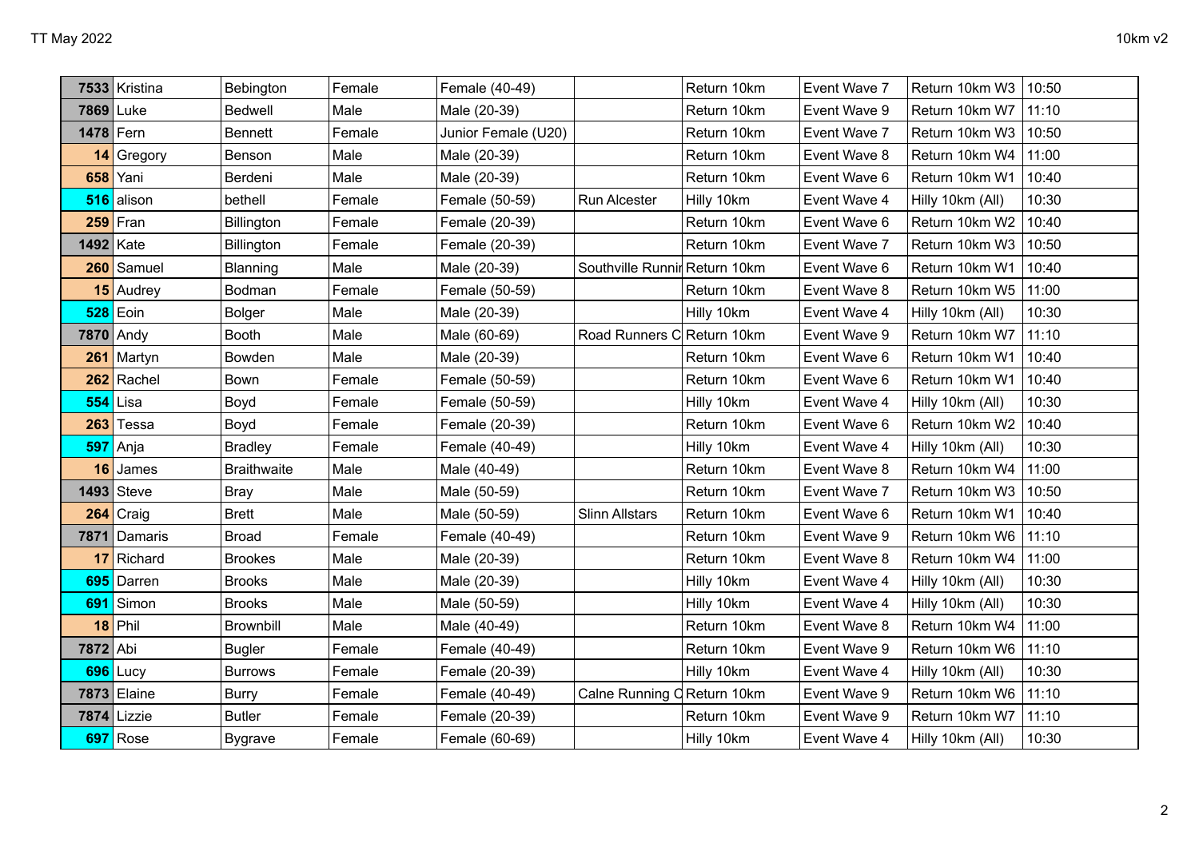| | | | | | | | | | |
|---|---|---|---|---|---|---|---|---|---|
| **7533** | Kristina | Bebington | Female | Female (40-49) | | Return 10km | Event Wave 7 | Return 10km W3 | 10:50 |
| **7869** | Luke | Bedwell | Male | Male (20-39) | | Return 10km | Event Wave 9 | Return 10km W7 | 11:10 |
| **1478** | Fern | Bennett | Female | Junior Female (U20) | | Return 10km | Event Wave 7 | Return 10km W3 | 10:50 |
| **14** | Gregory | Benson | Male | Male (20-39) | | Return 10km | Event Wave 8 | Return 10km W4 | 11:00 |
| **658** | Yani | Berdeni | Male | Male (20-39) | | Return 10km | Event Wave 6 | Return 10km W1 | 10:40 |
| **516** | alison | bethell | Female | Female (50-59) | Run Alcester | Hilly 10km | Event Wave 4 | Hilly 10km (All) | 10:30 |
| **259** | Fran | Billington | Female | Female (20-39) | | Return 10km | Event Wave 6 | Return 10km W2 | 10:40 |
| **1492** | Kate | Billington | Female | Female (20-39) | | Return 10km | Event Wave 7 | Return 10km W3 | 10:50 |
| **260** | Samuel | Blanning | Male | Male (20-39) | Southville Runnir | Return 10km | Event Wave 6 | Return 10km W1 | 10:40 |
| **15** | Audrey | Bodman | Female | Female (50-59) | | Return 10km | Event Wave 8 | Return 10km W5 | 11:00 |
| **528** | Eoin | Bolger | Male | Male (20-39) | | Hilly 10km | Event Wave 4 | Hilly 10km (All) | 10:30 |
| **7870** | Andy | Booth | Male | Male (60-69) | Road Runners C | Return 10km | Event Wave 9 | Return 10km W7 | 11:10 |
| **261** | Martyn | Bowden | Male | Male (20-39) | | Return 10km | Event Wave 6 | Return 10km W1 | 10:40 |
| **262** | Rachel | Bown | Female | Female (50-59) | | Return 10km | Event Wave 6 | Return 10km W1 | 10:40 |
| **554** | Lisa | Boyd | Female | Female (50-59) | | Hilly 10km | Event Wave 4 | Hilly 10km (All) | 10:30 |
| **263** | Tessa | Boyd | Female | Female (20-39) | | Return 10km | Event Wave 6 | Return 10km W2 | 10:40 |
| **597** | Anja | Bradley | Female | Female (40-49) | | Hilly 10km | Event Wave 4 | Hilly 10km (All) | 10:30 |
| **16** | James | Braithwaite | Male | Male (40-49) | | Return 10km | Event Wave 8 | Return 10km W4 | 11:00 |
| **1493** | Steve | Bray | Male | Male (50-59) | | Return 10km | Event Wave 7 | Return 10km W3 | 10:50 |
| **264** | Craig | Brett | Male | Male (50-59) | Slinn Allstars | Return 10km | Event Wave 6 | Return 10km W1 | 10:40 |
| **7871** | Damaris | Broad | Female | Female (40-49) | | Return 10km | Event Wave 9 | Return 10km W6 | 11:10 |
| **17** | Richard | Brookes | Male | Male (20-39) | | Return 10km | Event Wave 8 | Return 10km W4 | 11:00 |
| **695** | Darren | Brooks | Male | Male (20-39) | | Hilly 10km | Event Wave 4 | Hilly 10km (All) | 10:30 |
| **691** | Simon | Brooks | Male | Male (50-59) | | Hilly 10km | Event Wave 4 | Hilly 10km (All) | 10:30 |
| **18** | Phil | Brownbill | Male | Male (40-49) | | Return 10km | Event Wave 8 | Return 10km W4 | 11:00 |
| **7872** | Abi | Bugler | Female | Female (40-49) | | Return 10km | Event Wave 9 | Return 10km W6 | 11:10 |
| **696** | Lucy | Burrows | Female | Female (20-39) | | Hilly 10km | Event Wave 4 | Hilly 10km (All) | 10:30 |
| **7873** | Elaine | Burry | Female | Female (40-49) | Calne Running C | Return 10km | Event Wave 9 | Return 10km W6 | 11:10 |
| **7874** | Lizzie | Butler | Female | Female (20-39) | | Return 10km | Event Wave 9 | Return 10km W7 | 11:10 |
| **697** | Rose | Bygrave | Female | Female (60-69) | | Hilly 10km | Event Wave 4 | Hilly 10km (All) | 10:30 |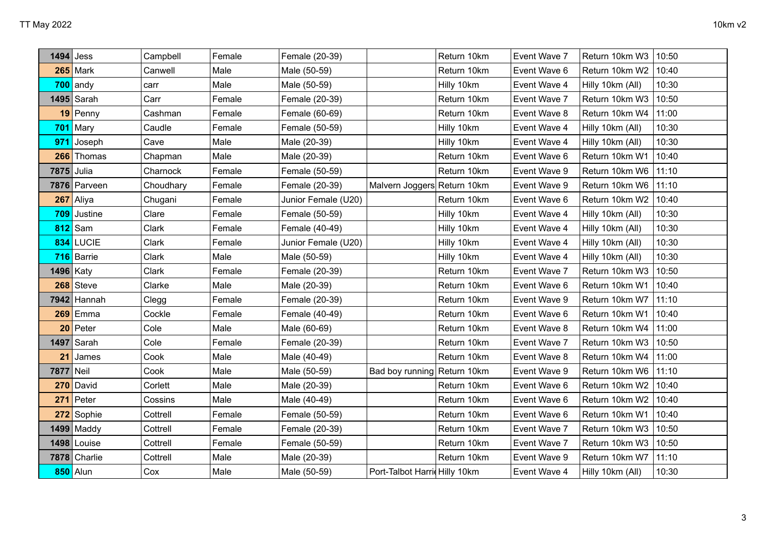| | | | | | | | | | |
|---|---|---|---|---|---|---|---|---|---|
| **1494** | Jess | Campbell | Female | Female (20-39) | | Return 10km | Event Wave 7 | Return 10km W3 | 10:50 |
| **265** | Mark | Canwell | Male | Male (50-59) | | Return 10km | Event Wave 6 | Return 10km W2 | 10:40 |
| **700** | andy | carr | Male | Male (50-59) | | Hilly 10km | Event Wave 4 | Hilly 10km (All) | 10:30 |
| **1495** | Sarah | Carr | Female | Female (20-39) | | Return 10km | Event Wave 7 | Return 10km W3 | 10:50 |
| **19** | Penny | Cashman | Female | Female (60-69) | | Return 10km | Event Wave 8 | Return 10km W4 | 11:00 |
| **701** | Mary | Caudle | Female | Female (50-59) | | Hilly 10km | Event Wave 4 | Hilly 10km (All) | 10:30 |
| **971** | Joseph | Cave | Male | Male (20-39) | | Hilly 10km | Event Wave 4 | Hilly 10km (All) | 10:30 |
| **266** | Thomas | Chapman | Male | Male (20-39) | | Return 10km | Event Wave 6 | Return 10km W1 | 10:40 |
| **7875** | Julia | Charnock | Female | Female (50-59) | | Return 10km | Event Wave 9 | Return 10km W6 | 11:10 |
| **7876** | Parveen | Choudhary | Female | Female (20-39) | Malvern Joggers | Return 10km | Event Wave 9 | Return 10km W6 | 11:10 |
| **267** | Aliya | Chugani | Female | Junior Female (U20) | | Return 10km | Event Wave 6 | Return 10km W2 | 10:40 |
| **709** | Justine | Clare | Female | Female (50-59) | | Hilly 10km | Event Wave 4 | Hilly 10km (All) | 10:30 |
| **812** | Sam | Clark | Female | Female (40-49) | | Hilly 10km | Event Wave 4 | Hilly 10km (All) | 10:30 |
| **834** | LUCIE | Clark | Female | Junior Female (U20) | | Hilly 10km | Event Wave 4 | Hilly 10km (All) | 10:30 |
| **716** | Barrie | Clark | Male | Male (50-59) | | Hilly 10km | Event Wave 4 | Hilly 10km (All) | 10:30 |
| **1496** | Katy | Clark | Female | Female (20-39) | | Return 10km | Event Wave 7 | Return 10km W3 | 10:50 |
| **268** | Steve | Clarke | Male | Male (20-39) | | Return 10km | Event Wave 6 | Return 10km W1 | 10:40 |
| **7942** | Hannah | Clegg | Female | Female (20-39) | | Return 10km | Event Wave 9 | Return 10km W7 | 11:10 |
| **269** | Emma | Cockle | Female | Female (40-49) | | Return 10km | Event Wave 6 | Return 10km W1 | 10:40 |
| **20** | Peter | Cole | Male | Male (60-69) | | Return 10km | Event Wave 8 | Return 10km W4 | 11:00 |
| **1497** | Sarah | Cole | Female | Female (20-39) | | Return 10km | Event Wave 7 | Return 10km W3 | 10:50 |
| **21** | James | Cook | Male | Male (40-49) | | Return 10km | Event Wave 8 | Return 10km W4 | 11:00 |
| **7877** | Neil | Cook | Male | Male (50-59) | Bad boy running | Return 10km | Event Wave 9 | Return 10km W6 | 11:10 |
| **270** | David | Corlett | Male | Male (20-39) | | Return 10km | Event Wave 6 | Return 10km W2 | 10:40 |
| **271** | Peter | Cossins | Male | Male (40-49) | | Return 10km | Event Wave 6 | Return 10km W2 | 10:40 |
| **272** | Sophie | Cottrell | Female | Female (50-59) | | Return 10km | Event Wave 6 | Return 10km W1 | 10:40 |
| **1499** | Maddy | Cottrell | Female | Female (20-39) | | Return 10km | Event Wave 7 | Return 10km W3 | 10:50 |
| **1498** | Louise | Cottrell | Female | Female (50-59) | | Return 10km | Event Wave 7 | Return 10km W3 | 10:50 |
| **7878** | Charlie | Cottrell | Male | Male (20-39) | | Return 10km | Event Wave 9 | Return 10km W7 | 11:10 |
| **850** | Alun | Cox | Male | Male (50-59) | Port-Talbot Harri | Hilly 10km | Event Wave 4 | Hilly 10km (All) | 10:30 |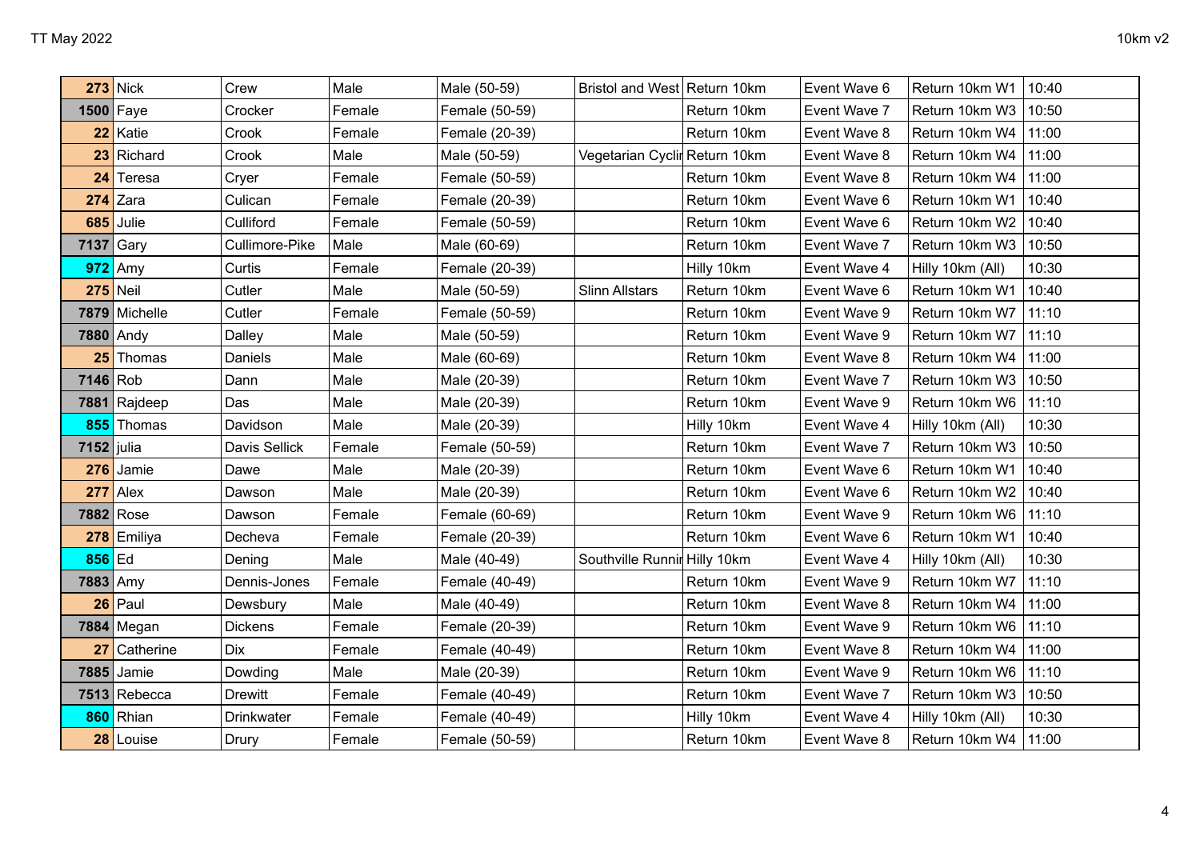| | | | | | | | | | |
|---|---|---|---|---|---|---|---|---|---|
| **273** | Nick | Crew | Male | Male (50-59) | Bristol and West | Return 10km | Event Wave 6 | Return 10km W1 | 10:40 |
| **1500** | Faye | Crocker | Female | Female (50-59) | | Return 10km | Event Wave 7 | Return 10km W3 | 10:50 |
| **22** | Katie | Crook | Female | Female (20-39) | | Return 10km | Event Wave 8 | Return 10km W4 | 11:00 |
| **23** | Richard | Crook | Male | Male (50-59) | Vegetarian Cyclir | Return 10km | Event Wave 8 | Return 10km W4 | 11:00 |
| **24** | Teresa | Cryer | Female | Female (50-59) | | Return 10km | Event Wave 8 | Return 10km W4 | 11:00 |
| **274** | Zara | Culican | Female | Female (20-39) | | Return 10km | Event Wave 6 | Return 10km W1 | 10:40 |
| **685** | Julie | Culliford | Female | Female (50-59) | | Return 10km | Event Wave 6 | Return 10km W2 | 10:40 |
| **7137** | Gary | Cullimore-Pike | Male | Male (60-69) | | Return 10km | Event Wave 7 | Return 10km W3 | 10:50 |
| **972** | Amy | Curtis | Female | Female (20-39) | | Hilly 10km | Event Wave 4 | Hilly 10km (All) | 10:30 |
| **275** | Neil | Cutler | Male | Male (50-59) | Slinn Allstars | Return 10km | Event Wave 6 | Return 10km W1 | 10:40 |
| **7879** | Michelle | Cutler | Female | Female (50-59) | | Return 10km | Event Wave 9 | Return 10km W7 | 11:10 |
| **7880** | Andy | Dalley | Male | Male (50-59) | | Return 10km | Event Wave 9 | Return 10km W7 | 11:10 |
| **25** | Thomas | Daniels | Male | Male (60-69) | | Return 10km | Event Wave 8 | Return 10km W4 | 11:00 |
| **7146** | Rob | Dann | Male | Male (20-39) | | Return 10km | Event Wave 7 | Return 10km W3 | 10:50 |
| **7881** | Rajdeep | Das | Male | Male (20-39) | | Return 10km | Event Wave 9 | Return 10km W6 | 11:10 |
| **855** | Thomas | Davidson | Male | Male (20-39) | | Hilly 10km | Event Wave 4 | Hilly 10km (All) | 10:30 |
| **7152** | julia | Davis Sellick | Female | Female (50-59) | | Return 10km | Event Wave 7 | Return 10km W3 | 10:50 |
| **276** | Jamie | Dawe | Male | Male (20-39) | | Return 10km | Event Wave 6 | Return 10km W1 | 10:40 |
| **277** | Alex | Dawson | Male | Male (20-39) | | Return 10km | Event Wave 6 | Return 10km W2 | 10:40 |
| **7882** | Rose | Dawson | Female | Female (60-69) | | Return 10km | Event Wave 9 | Return 10km W6 | 11:10 |
| **278** | Emiliya | Decheva | Female | Female (20-39) | | Return 10km | Event Wave 6 | Return 10km W1 | 10:40 |
| **856** | Ed | Dening | Male | Male (40-49) | Southville Runnir | Hilly 10km | Event Wave 4 | Hilly 10km (All) | 10:30 |
| **7883** | Amy | Dennis-Jones | Female | Female (40-49) | | Return 10km | Event Wave 9 | Return 10km W7 | 11:10 |
| **26** | Paul | Dewsbury | Male | Male (40-49) | | Return 10km | Event Wave 8 | Return 10km W4 | 11:00 |
| **7884** | Megan | Dickens | Female | Female (20-39) | | Return 10km | Event Wave 9 | Return 10km W6 | 11:10 |
| **27** | Catherine | Dix | Female | Female (40-49) | | Return 10km | Event Wave 8 | Return 10km W4 | 11:00 |
| **7885** | Jamie | Dowding | Male | Male (20-39) | | Return 10km | Event Wave 9 | Return 10km W6 | 11:10 |
| **7513** | Rebecca | Drewitt | Female | Female (40-49) | | Return 10km | Event Wave 7 | Return 10km W3 | 10:50 |
| **860** | Rhian | Drinkwater | Female | Female (40-49) | | Hilly 10km | Event Wave 4 | Hilly 10km (All) | 10:30 |
| **28** | Louise | Drury | Female | Female (50-59) | | Return 10km | Event Wave 8 | Return 10km W4 | 11:00 |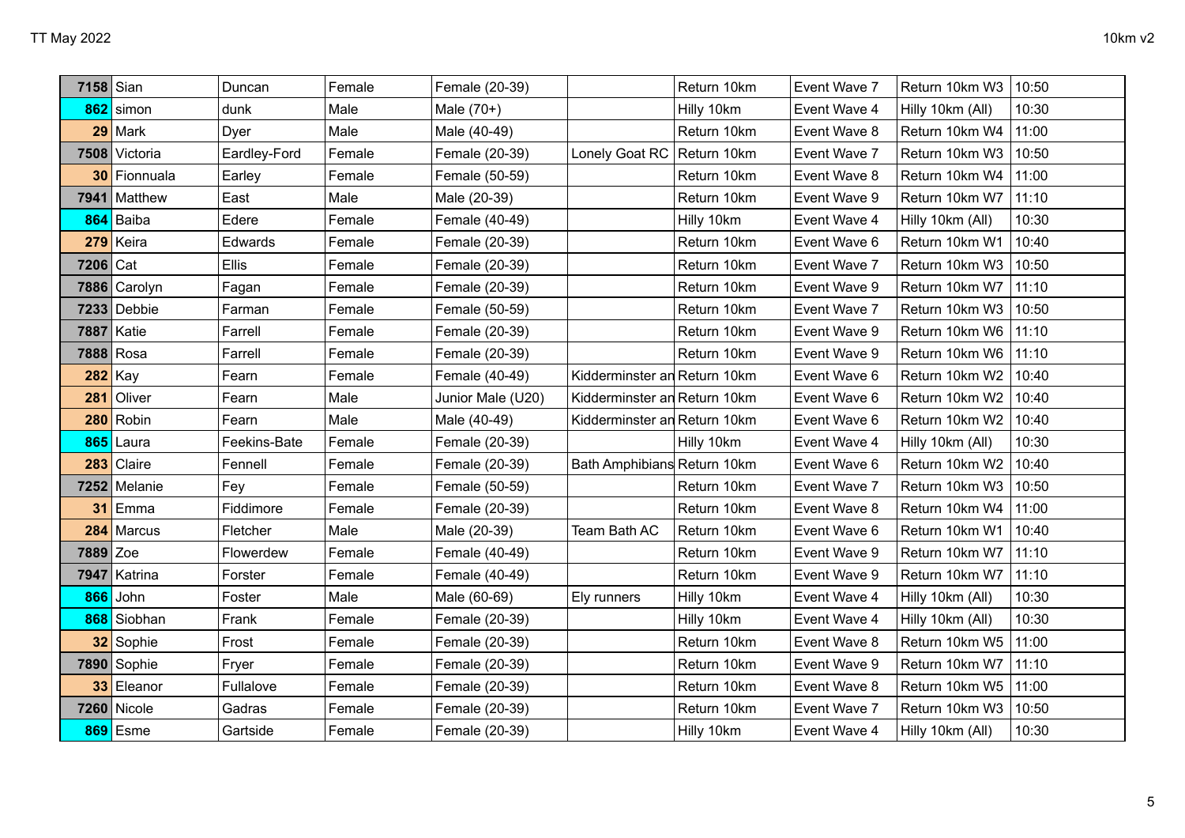| | | | | | | | | | |
|---|---|---|---|---|---|---|---|---|---|
| **7158** | Sian | Duncan | Female | Female (20-39) | | Return 10km | Event Wave 7 | Return 10km W3 | 10:50 |
| **862** | simon | dunk | Male | Male (70+) | | Hilly 10km | Event Wave 4 | Hilly 10km (All) | 10:30 |
| **29** | Mark | Dyer | Male | Male (40-49) | | Return 10km | Event Wave 8 | Return 10km W4 | 11:00 |
| **7508** | Victoria | Eardley-Ford | Female | Female (20-39) | Lonely Goat RC | Return 10km | Event Wave 7 | Return 10km W3 | 10:50 |
| **30** | Fionnuala | Earley | Female | Female (50-59) | | Return 10km | Event Wave 8 | Return 10km W4 | 11:00 |
| **7941** | Matthew | East | Male | Male (20-39) | | Return 10km | Event Wave 9 | Return 10km W7 | 11:10 |
| **864** | Baiba | Edere | Female | Female (40-49) | | Hilly 10km | Event Wave 4 | Hilly 10km (All) | 10:30 |
| **279** | Keira | Edwards | Female | Female (20-39) | | Return 10km | Event Wave 6 | Return 10km W1 | 10:40 |
| **7206** | Cat | Ellis | Female | Female (20-39) | | Return 10km | Event Wave 7 | Return 10km W3 | 10:50 |
| **7886** | Carolyn | Fagan | Female | Female (20-39) | | Return 10km | Event Wave 9 | Return 10km W7 | 11:10 |
| **7233** | Debbie | Farman | Female | Female (50-59) | | Return 10km | Event Wave 7 | Return 10km W3 | 10:50 |
| **7887** | Katie | Farrell | Female | Female (20-39) | | Return 10km | Event Wave 9 | Return 10km W6 | 11:10 |
| **7888** | Rosa | Farrell | Female | Female (20-39) | | Return 10km | Event Wave 9 | Return 10km W6 | 11:10 |
| **282** | Kay | Fearn | Female | Female (40-49) | Kidderminster an | Return 10km | Event Wave 6 | Return 10km W2 | 10:40 |
| **281** | Oliver | Fearn | Male | Junior Male (U20) | Kidderminster an | Return 10km | Event Wave 6 | Return 10km W2 | 10:40 |
| **280** | Robin | Fearn | Male | Male (40-49) | Kidderminster an | Return 10km | Event Wave 6 | Return 10km W2 | 10:40 |
| **865** | Laura | Feekins-Bate | Female | Female (20-39) | | Hilly 10km | Event Wave 4 | Hilly 10km (All) | 10:30 |
| **283** | Claire | Fennell | Female | Female (20-39) | Bath Amphibians | Return 10km | Event Wave 6 | Return 10km W2 | 10:40 |
| **7252** | Melanie | Fey | Female | Female (50-59) | | Return 10km | Event Wave 7 | Return 10km W3 | 10:50 |
| **31** | Emma | Fiddimore | Female | Female (20-39) | | Return 10km | Event Wave 8 | Return 10km W4 | 11:00 |
| **284** | Marcus | Fletcher | Male | Male (20-39) | Team Bath AC | Return 10km | Event Wave 6 | Return 10km W1 | 10:40 |
| **7889** | Zoe | Flowerdew | Female | Female (40-49) | | Return 10km | Event Wave 9 | Return 10km W7 | 11:10 |
| **7947** | Katrina | Forster | Female | Female (40-49) | | Return 10km | Event Wave 9 | Return 10km W7 | 11:10 |
| **866** | John | Foster | Male | Male (60-69) | Ely runners | Hilly 10km | Event Wave 4 | Hilly 10km (All) | 10:30 |
| **868** | Siobhan | Frank | Female | Female (20-39) | | Hilly 10km | Event Wave 4 | Hilly 10km (All) | 10:30 |
| **32** | Sophie | Frost | Female | Female (20-39) | | Return 10km | Event Wave 8 | Return 10km W5 | 11:00 |
| **7890** | Sophie | Fryer | Female | Female (20-39) | | Return 10km | Event Wave 9 | Return 10km W7 | 11:10 |
| **33** | Eleanor | Fullalove | Female | Female (20-39) | | Return 10km | Event Wave 8 | Return 10km W5 | 11:00 |
| **7260** | Nicole | Gadras | Female | Female (20-39) | | Return 10km | Event Wave 7 | Return 10km W3 | 10:50 |
| **869** | Esme | Gartside | Female | Female (20-39) | | Hilly 10km | Event Wave 4 | Hilly 10km (All) | 10:30 |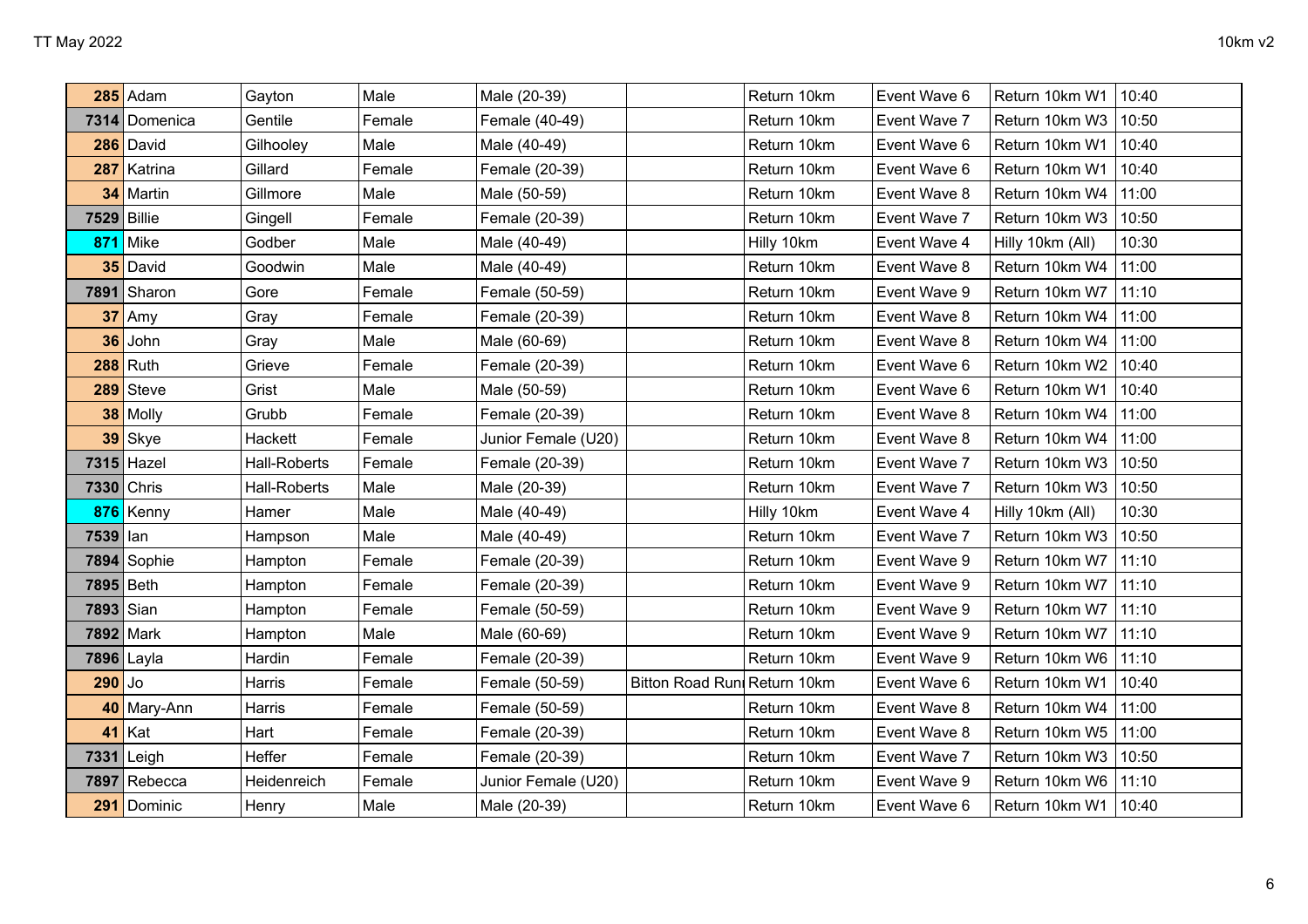| | | | | | | | | | |
|---|---|---|---|---|---|---|---|---|---|
| 285 | Adam | Gayton | Male | Male (20-39) | | Return 10km | Event Wave 6 | Return 10km W1 | 10:40 |
| 7314 | Domenica | Gentile | Female | Female (40-49) | | Return 10km | Event Wave 7 | Return 10km W3 | 10:50 |
| 286 | David | Gilhooley | Male | Male (40-49) | | Return 10km | Event Wave 6 | Return 10km W1 | 10:40 |
| 287 | Katrina | Gillard | Female | Female (20-39) | | Return 10km | Event Wave 6 | Return 10km W1 | 10:40 |
| 34 | Martin | Gillmore | Male | Male (50-59) | | Return 10km | Event Wave 8 | Return 10km W4 | 11:00 |
| 7529 | Billie | Gingell | Female | Female (20-39) | | Return 10km | Event Wave 7 | Return 10km W3 | 10:50 |
| 871 | Mike | Godber | Male | Male (40-49) | | Hilly 10km | Event Wave 4 | Hilly 10km (All) | 10:30 |
| 35 | David | Goodwin | Male | Male (40-49) | | Return 10km | Event Wave 8 | Return 10km W4 | 11:00 |
| 7891 | Sharon | Gore | Female | Female (50-59) | | Return 10km | Event Wave 9 | Return 10km W7 | 11:10 |
| 37 | Amy | Gray | Female | Female (20-39) | | Return 10km | Event Wave 8 | Return 10km W4 | 11:00 |
| 36 | John | Gray | Male | Male (60-69) | | Return 10km | Event Wave 8 | Return 10km W4 | 11:00 |
| 288 | Ruth | Grieve | Female | Female (20-39) | | Return 10km | Event Wave 6 | Return 10km W2 | 10:40 |
| 289 | Steve | Grist | Male | Male (50-59) | | Return 10km | Event Wave 6 | Return 10km W1 | 10:40 |
| 38 | Molly | Grubb | Female | Female (20-39) | | Return 10km | Event Wave 8 | Return 10km W4 | 11:00 |
| 39 | Skye | Hackett | Female | Junior Female (U20) | | Return 10km | Event Wave 8 | Return 10km W4 | 11:00 |
| 7315 | Hazel | Hall-Roberts | Female | Female (20-39) | | Return 10km | Event Wave 7 | Return 10km W3 | 10:50 |
| 7330 | Chris | Hall-Roberts | Male | Male (20-39) | | Return 10km | Event Wave 7 | Return 10km W3 | 10:50 |
| 876 | Kenny | Hamer | Male | Male (40-49) | | Hilly 10km | Event Wave 4 | Hilly 10km (All) | 10:30 |
| 7539 | Ian | Hampson | Male | Male (40-49) | | Return 10km | Event Wave 7 | Return 10km W3 | 10:50 |
| 7894 | Sophie | Hampton | Female | Female (20-39) | | Return 10km | Event Wave 9 | Return 10km W7 | 11:10 |
| 7895 | Beth | Hampton | Female | Female (20-39) | | Return 10km | Event Wave 9 | Return 10km W7 | 11:10 |
| 7893 | Sian | Hampton | Female | Female (50-59) | | Return 10km | Event Wave 9 | Return 10km W7 | 11:10 |
| 7892 | Mark | Hampton | Male | Male (60-69) | | Return 10km | Event Wave 9 | Return 10km W7 | 11:10 |
| 7896 | Layla | Hardin | Female | Female (20-39) | | Return 10km | Event Wave 9 | Return 10km W6 | 11:10 |
| 290 | Jo | Harris | Female | Female (50-59) | Bitton Road Runi | Return 10km | Event Wave 6 | Return 10km W1 | 10:40 |
| 40 | Mary-Ann | Harris | Female | Female (50-59) | | Return 10km | Event Wave 8 | Return 10km W4 | 11:00 |
| 41 | Kat | Hart | Female | Female (20-39) | | Return 10km | Event Wave 8 | Return 10km W5 | 11:00 |
| 7331 | Leigh | Heffer | Female | Female (20-39) | | Return 10km | Event Wave 7 | Return 10km W3 | 10:50 |
| 7897 | Rebecca | Heidenreich | Female | Junior Female (U20) | | Return 10km | Event Wave 9 | Return 10km W6 | 11:10 |
| 291 | Dominic | Henry | Male | Male (20-39) | | Return 10km | Event Wave 6 | Return 10km W1 | 10:40 |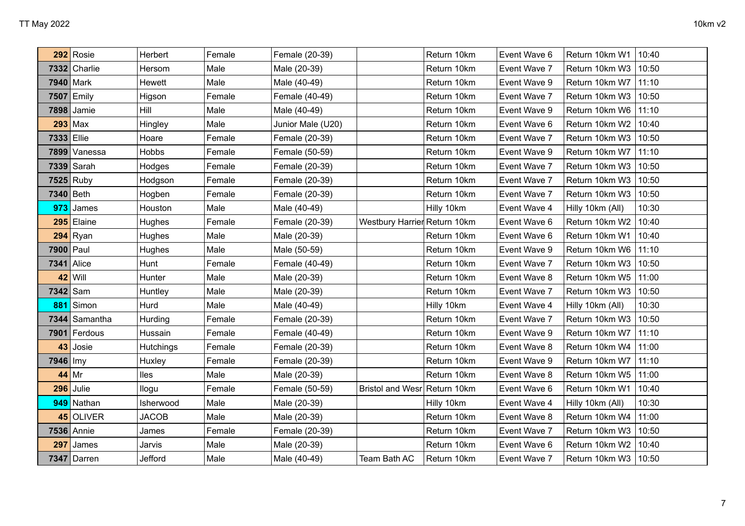| | | | | | | | | | |
|---|---|---|---|---|---|---|---|---|---|
| **292** | Rosie | Herbert | Female | Female (20-39) | | Return 10km | Event Wave 6 | Return 10km W1 | 10:40 |
| **7332** | Charlie | Hersom | Male | Male (20-39) | | Return 10km | Event Wave 7 | Return 10km W3 | 10:50 |
| **7940** | Mark | Hewett | Male | Male (40-49) | | Return 10km | Event Wave 9 | Return 10km W7 | 11:10 |
| **7507** | Emily | Higson | Female | Female (40-49) | | Return 10km | Event Wave 7 | Return 10km W3 | 10:50 |
| **7898** | Jamie | Hill | Male | Male (40-49) | | Return 10km | Event Wave 9 | Return 10km W6 | 11:10 |
| **293** | Max | Hingley | Male | Junior Male (U20) | | Return 10km | Event Wave 6 | Return 10km W2 | 10:40 |
| **7333** | Ellie | Hoare | Female | Female (20-39) | | Return 10km | Event Wave 7 | Return 10km W3 | 10:50 |
| **7899** | Vanessa | Hobbs | Female | Female (50-59) | | Return 10km | Event Wave 9 | Return 10km W7 | 11:10 |
| **7339** | Sarah | Hodges | Female | Female (20-39) | | Return 10km | Event Wave 7 | Return 10km W3 | 10:50 |
| **7525** | Ruby | Hodgson | Female | Female (20-39) | | Return 10km | Event Wave 7 | Return 10km W3 | 10:50 |
| **7340** | Beth | Hogben | Female | Female (20-39) | | Return 10km | Event Wave 7 | Return 10km W3 | 10:50 |
| **973** | James | Houston | Male | Male (40-49) | | Hilly 10km | Event Wave 4 | Hilly 10km (All) | 10:30 |
| **295** | Elaine | Hughes | Female | Female (20-39) | Westbury Harrier | Return 10km | Event Wave 6 | Return 10km W2 | 10:40 |
| **294** | Ryan | Hughes | Male | Male (20-39) | | Return 10km | Event Wave 6 | Return 10km W1 | 10:40 |
| **7900** | Paul | Hughes | Male | Male (50-59) | | Return 10km | Event Wave 9 | Return 10km W6 | 11:10 |
| **7341** | Alice | Hunt | Female | Female (40-49) | | Return 10km | Event Wave 7 | Return 10km W3 | 10:50 |
| **42** | Will | Hunter | Male | Male (20-39) | | Return 10km | Event Wave 8 | Return 10km W5 | 11:00 |
| **7342** | Sam | Huntley | Male | Male (20-39) | | Return 10km | Event Wave 7 | Return 10km W3 | 10:50 |
| **881** | Simon | Hurd | Male | Male (40-49) | | Hilly 10km | Event Wave 4 | Hilly 10km (All) | 10:30 |
| **7344** | Samantha | Hurding | Female | Female (20-39) | | Return 10km | Event Wave 7 | Return 10km W3 | 10:50 |
| **7901** | Ferdous | Hussain | Female | Female (40-49) | | Return 10km | Event Wave 9 | Return 10km W7 | 11:10 |
| **43** | Josie | Hutchings | Female | Female (20-39) | | Return 10km | Event Wave 8 | Return 10km W4 | 11:00 |
| **7946** | Imy | Huxley | Female | Female (20-39) | | Return 10km | Event Wave 9 | Return 10km W7 | 11:10 |
| **44** | Mr | Iles | Male | Male (20-39) | | Return 10km | Event Wave 8 | Return 10km W5 | 11:00 |
| **296** | Julie | Ilogu | Female | Female (50-59) | Bristol and Wesr | Return 10km | Event Wave 6 | Return 10km W1 | 10:40 |
| **949** | Nathan | Isherwood | Male | Male (20-39) | | Hilly 10km | Event Wave 4 | Hilly 10km (All) | 10:30 |
| **45** | OLIVER | JACOB | Male | Male (20-39) | | Return 10km | Event Wave 8 | Return 10km W4 | 11:00 |
| **7536** | Annie | James | Female | Female (20-39) | | Return 10km | Event Wave 7 | Return 10km W3 | 10:50 |
| **297** | James | Jarvis | Male | Male (20-39) | | Return 10km | Event Wave 6 | Return 10km W2 | 10:40 |
| **7347** | Darren | Jefford | Male | Male (40-49) | Team Bath AC | Return 10km | Event Wave 7 | Return 10km W3 | 10:50 |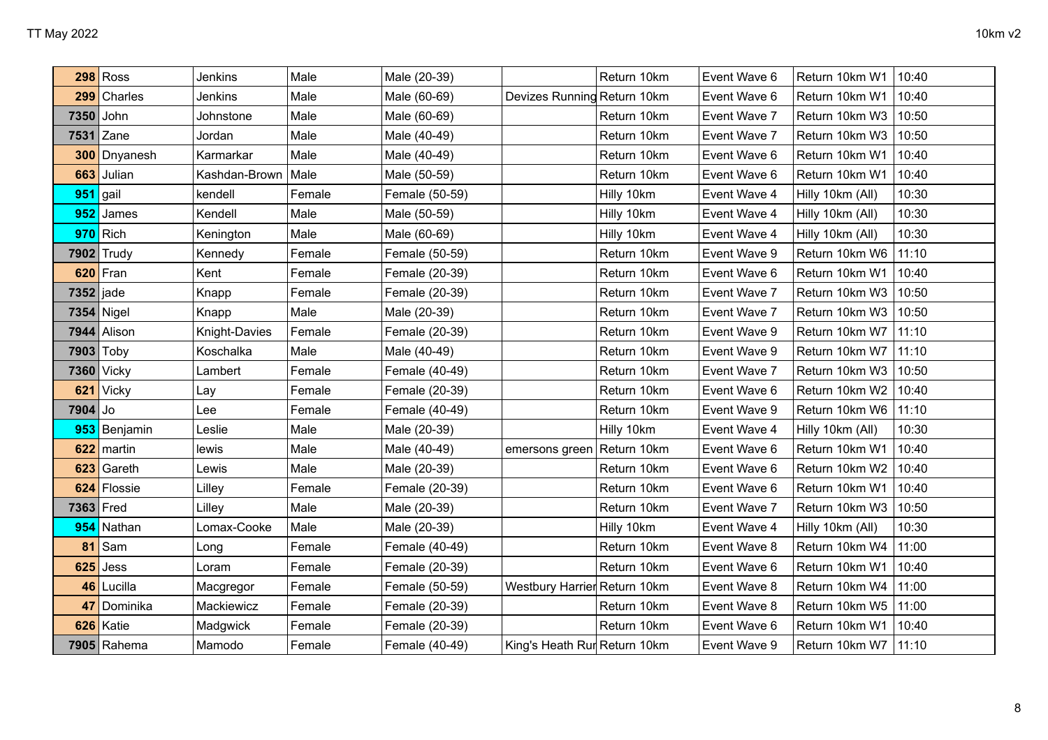| | | | | | | | | | |
|---|---|---|---|---|---|---|---|---|---|
| **298** | Ross | Jenkins | Male | Male (20-39) | | Return 10km | Event Wave 6 | Return 10km W1 | 10:40 |
| **299** | Charles | Jenkins | Male | Male (60-69) | Devizes Running | Return 10km | Event Wave 6 | Return 10km W1 | 10:40 |
| **7350** | John | Johnstone | Male | Male (60-69) | | Return 10km | Event Wave 7 | Return 10km W3 | 10:50 |
| **7531** | Zane | Jordan | Male | Male (40-49) | | Return 10km | Event Wave 7 | Return 10km W3 | 10:50 |
| **300** | Dnyanesh | Karmarkar | Male | Male (40-49) | | Return 10km | Event Wave 6 | Return 10km W1 | 10:40 |
| **663** | Julian | Kashdan-Brown | Male | Male (50-59) | | Return 10km | Event Wave 6 | Return 10km W1 | 10:40 |
| **951** | gail | kendell | Female | Female (50-59) | | Hilly 10km | Event Wave 4 | Hilly 10km (All) | 10:30 |
| **952** | James | Kendell | Male | Male (50-59) | | Hilly 10km | Event Wave 4 | Hilly 10km (All) | 10:30 |
| **970** | Rich | Kenington | Male | Male (60-69) | | Hilly 10km | Event Wave 4 | Hilly 10km (All) | 10:30 |
| **7902** | Trudy | Kennedy | Female | Female (50-59) | | Return 10km | Event Wave 9 | Return 10km W6 | 11:10 |
| **620** | Fran | Kent | Female | Female (20-39) | | Return 10km | Event Wave 6 | Return 10km W1 | 10:40 |
| **7352** | jade | Knapp | Female | Female (20-39) | | Return 10km | Event Wave 7 | Return 10km W3 | 10:50 |
| **7354** | Nigel | Knapp | Male | Male (20-39) | | Return 10km | Event Wave 7 | Return 10km W3 | 10:50 |
| **7944** | Alison | Knight-Davies | Female | Female (20-39) | | Return 10km | Event Wave 9 | Return 10km W7 | 11:10 |
| **7903** | Toby | Koschalka | Male | Male (40-49) | | Return 10km | Event Wave 9 | Return 10km W7 | 11:10 |
| **7360** | Vicky | Lambert | Female | Female (40-49) | | Return 10km | Event Wave 7 | Return 10km W3 | 10:50 |
| **621** | Vicky | Lay | Female | Female (20-39) | | Return 10km | Event Wave 6 | Return 10km W2 | 10:40 |
| **7904** | Jo | Lee | Female | Female (40-49) | | Return 10km | Event Wave 9 | Return 10km W6 | 11:10 |
| **953** | Benjamin | Leslie | Male | Male (20-39) | | Hilly 10km | Event Wave 4 | Hilly 10km (All) | 10:30 |
| **622** | martin | lewis | Male | Male (40-49) | emersons green | Return 10km | Event Wave 6 | Return 10km W1 | 10:40 |
| **623** | Gareth | Lewis | Male | Male (20-39) | | Return 10km | Event Wave 6 | Return 10km W2 | 10:40 |
| **624** | Flossie | Lilley | Female | Female (20-39) | | Return 10km | Event Wave 6 | Return 10km W1 | 10:40 |
| **7363** | Fred | Lilley | Male | Male (20-39) | | Return 10km | Event Wave 7 | Return 10km W3 | 10:50 |
| **954** | Nathan | Lomax-Cooke | Male | Male (20-39) | | Hilly 10km | Event Wave 4 | Hilly 10km (All) | 10:30 |
| **81** | Sam | Long | Female | Female (40-49) | | Return 10km | Event Wave 8 | Return 10km W4 | 11:00 |
| **625** | Jess | Loram | Female | Female (20-39) | | Return 10km | Event Wave 6 | Return 10km W1 | 10:40 |
| **46** | Lucilla | Macgregor | Female | Female (50-59) | Westbury Harrier | Return 10km | Event Wave 8 | Return 10km W4 | 11:00 |
| **47** | Dominika | Mackiewicz | Female | Female (20-39) | | Return 10km | Event Wave 8 | Return 10km W5 | 11:00 |
| **626** | Katie | Madgwick | Female | Female (20-39) | | Return 10km | Event Wave 6 | Return 10km W1 | 10:40 |
| **7905** | Rahema | Mamodo | Female | Female (40-49) | King's Heath Rur | Return 10km | Event Wave 9 | Return 10km W7 | 11:10 |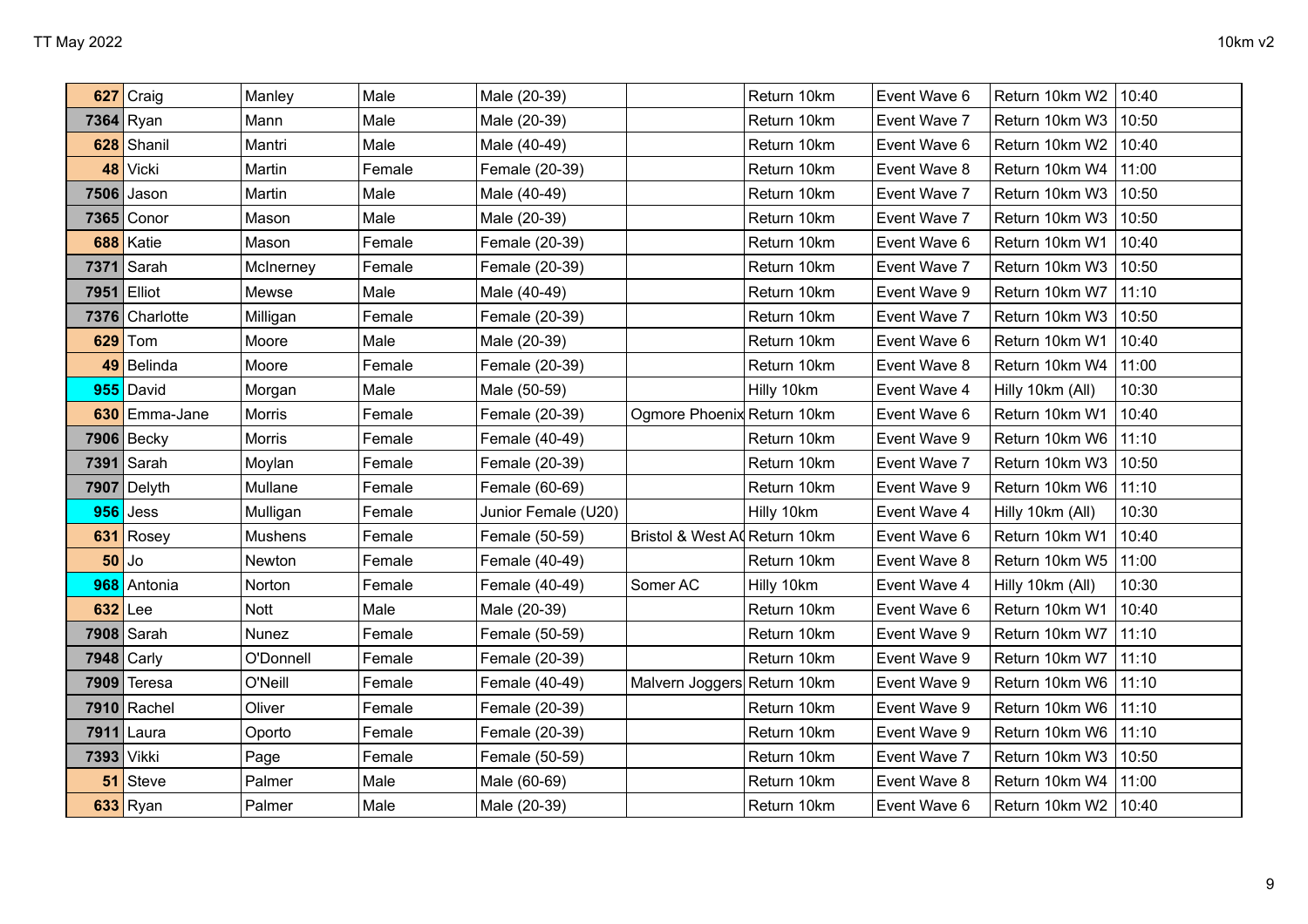| | | | | | | | | | |
|---|---|---|---|---|---|---|---|---|---|
| 627 | Craig | Manley | Male | Male (20-39) | | Return 10km | Event Wave 6 | Return 10km W2 | 10:40 |
| 7364 | Ryan | Mann | Male | Male (20-39) | | Return 10km | Event Wave 7 | Return 10km W3 | 10:50 |
| 628 | Shanil | Mantri | Male | Male (40-49) | | Return 10km | Event Wave 6 | Return 10km W2 | 10:40 |
| 48 | Vicki | Martin | Female | Female (20-39) | | Return 10km | Event Wave 8 | Return 10km W4 | 11:00 |
| 7506 | Jason | Martin | Male | Male (40-49) | | Return 10km | Event Wave 7 | Return 10km W3 | 10:50 |
| 7365 | Conor | Mason | Male | Male (20-39) | | Return 10km | Event Wave 7 | Return 10km W3 | 10:50 |
| 688 | Katie | Mason | Female | Female (20-39) | | Return 10km | Event Wave 6 | Return 10km W1 | 10:40 |
| 7371 | Sarah | McInerney | Female | Female (20-39) | | Return 10km | Event Wave 7 | Return 10km W3 | 10:50 |
| 7951 | Elliot | Mewse | Male | Male (40-49) | | Return 10km | Event Wave 9 | Return 10km W7 | 11:10 |
| 7376 | Charlotte | Milligan | Female | Female (20-39) | | Return 10km | Event Wave 7 | Return 10km W3 | 10:50 |
| 629 | Tom | Moore | Male | Male (20-39) | | Return 10km | Event Wave 6 | Return 10km W1 | 10:40 |
| 49 | Belinda | Moore | Female | Female (20-39) | | Return 10km | Event Wave 8 | Return 10km W4 | 11:00 |
| 955 | David | Morgan | Male | Male (50-59) | | Hilly 10km | Event Wave 4 | Hilly 10km (All) | 10:30 |
| 630 | Emma-Jane | Morris | Female | Female (20-39) | Ogmore Phoenix | Return 10km | Event Wave 6 | Return 10km W1 | 10:40 |
| 7906 | Becky | Morris | Female | Female (40-49) | | Return 10km | Event Wave 9 | Return 10km W6 | 11:10 |
| 7391 | Sarah | Moylan | Female | Female (20-39) | | Return 10km | Event Wave 7 | Return 10km W3 | 10:50 |
| 7907 | Delyth | Mullane | Female | Female (60-69) | | Return 10km | Event Wave 9 | Return 10km W6 | 11:10 |
| 956 | Jess | Mulligan | Female | Junior Female (U20) | | Hilly 10km | Event Wave 4 | Hilly 10km (All) | 10:30 |
| 631 | Rosey | Mushens | Female | Female (50-59) | Bristol & West AC | Return 10km | Event Wave 6 | Return 10km W1 | 10:40 |
| 50 | Jo | Newton | Female | Female (40-49) | | Return 10km | Event Wave 8 | Return 10km W5 | 11:00 |
| 968 | Antonia | Norton | Female | Female (40-49) | Somer AC | Hilly 10km | Event Wave 4 | Hilly 10km (All) | 10:30 |
| 632 | Lee | Nott | Male | Male (20-39) | | Return 10km | Event Wave 6 | Return 10km W1 | 10:40 |
| 7908 | Sarah | Nunez | Female | Female (50-59) | | Return 10km | Event Wave 9 | Return 10km W7 | 11:10 |
| 7948 | Carly | O'Donnell | Female | Female (20-39) | | Return 10km | Event Wave 9 | Return 10km W7 | 11:10 |
| 7909 | Teresa | O'Neill | Female | Female (40-49) | Malvern Joggers | Return 10km | Event Wave 9 | Return 10km W6 | 11:10 |
| 7910 | Rachel | Oliver | Female | Female (20-39) | | Return 10km | Event Wave 9 | Return 10km W6 | 11:10 |
| 7911 | Laura | Oporto | Female | Female (20-39) | | Return 10km | Event Wave 9 | Return 10km W6 | 11:10 |
| 7393 | Vikki | Page | Female | Female (50-59) | | Return 10km | Event Wave 7 | Return 10km W3 | 10:50 |
| 51 | Steve | Palmer | Male | Male (60-69) | | Return 10km | Event Wave 8 | Return 10km W4 | 11:00 |
| 633 | Ryan | Palmer | Male | Male (20-39) | | Return 10km | Event Wave 6 | Return 10km W2 | 10:40 |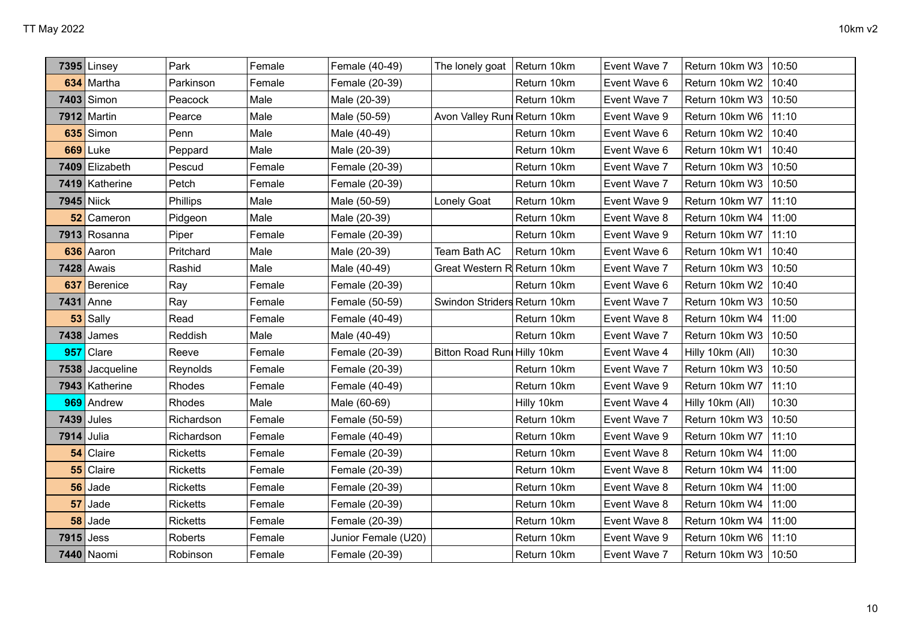| | | | | | | | | | |
|---|---|---|---|---|---|---|---|---|---|
| 7395 | Linsey | Park | Female | Female (40-49) | The lonely goat | Return 10km | Event Wave 7 | Return 10km W3 | 10:50 |
| 634 | Martha | Parkinson | Female | Female (20-39) | | Return 10km | Event Wave 6 | Return 10km W2 | 10:40 |
| 7403 | Simon | Peacock | Male | Male (20-39) | | Return 10km | Event Wave 7 | Return 10km W3 | 10:50 |
| 7912 | Martin | Pearce | Male | Male (50-59) | Avon Valley Runı | Return 10km | Event Wave 9 | Return 10km W6 | 11:10 |
| 635 | Simon | Penn | Male | Male (40-49) | | Return 10km | Event Wave 6 | Return 10km W2 | 10:40 |
| 669 | Luke | Peppard | Male | Male (20-39) | | Return 10km | Event Wave 6 | Return 10km W1 | 10:40 |
| 7409 | Elizabeth | Pescud | Female | Female (20-39) | | Return 10km | Event Wave 7 | Return 10km W3 | 10:50 |
| 7419 | Katherine | Petch | Female | Female (20-39) | | Return 10km | Event Wave 7 | Return 10km W3 | 10:50 |
| 7945 | Niick | Phillips | Male | Male (50-59) | Lonely Goat | Return 10km | Event Wave 9 | Return 10km W7 | 11:10 |
| 52 | Cameron | Pidgeon | Male | Male (20-39) | | Return 10km | Event Wave 8 | Return 10km W4 | 11:00 |
| 7913 | Rosanna | Piper | Female | Female (20-39) | | Return 10km | Event Wave 9 | Return 10km W7 | 11:10 |
| 636 | Aaron | Pritchard | Male | Male (20-39) | Team Bath AC | Return 10km | Event Wave 6 | Return 10km W1 | 10:40 |
| 7428 | Awais | Rashid | Male | Male (40-49) | Great Western R | Return 10km | Event Wave 7 | Return 10km W3 | 10:50 |
| 637 | Berenice | Ray | Female | Female (20-39) | | Return 10km | Event Wave 6 | Return 10km W2 | 10:40 |
| 7431 | Anne | Ray | Female | Female (50-59) | Swindon Striders | Return 10km | Event Wave 7 | Return 10km W3 | 10:50 |
| 53 | Sally | Read | Female | Female (40-49) | | Return 10km | Event Wave 8 | Return 10km W4 | 11:00 |
| 7438 | James | Reddish | Male | Male (40-49) | | Return 10km | Event Wave 7 | Return 10km W3 | 10:50 |
| 957 | Clare | Reeve | Female | Female (20-39) | Bitton Road Runı | Hilly 10km | Event Wave 4 | Hilly 10km (All) | 10:30 |
| 7538 | Jacqueline | Reynolds | Female | Female (20-39) | | Return 10km | Event Wave 7 | Return 10km W3 | 10:50 |
| 7943 | Katherine | Rhodes | Female | Female (40-49) | | Return 10km | Event Wave 9 | Return 10km W7 | 11:10 |
| 969 | Andrew | Rhodes | Male | Male (60-69) | | Hilly 10km | Event Wave 4 | Hilly 10km (All) | 10:30 |
| 7439 | Jules | Richardson | Female | Female (50-59) | | Return 10km | Event Wave 7 | Return 10km W3 | 10:50 |
| 7914 | Julia | Richardson | Female | Female (40-49) | | Return 10km | Event Wave 9 | Return 10km W7 | 11:10 |
| 54 | Claire | Ricketts | Female | Female (20-39) | | Return 10km | Event Wave 8 | Return 10km W4 | 11:00 |
| 55 | Claire | Ricketts | Female | Female (20-39) | | Return 10km | Event Wave 8 | Return 10km W4 | 11:00 |
| 56 | Jade | Ricketts | Female | Female (20-39) | | Return 10km | Event Wave 8 | Return 10km W4 | 11:00 |
| 57 | Jade | Ricketts | Female | Female (20-39) | | Return 10km | Event Wave 8 | Return 10km W4 | 11:00 |
| 58 | Jade | Ricketts | Female | Female (20-39) | | Return 10km | Event Wave 8 | Return 10km W4 | 11:00 |
| 7915 | Jess | Roberts | Female | Junior Female (U20) | | Return 10km | Event Wave 9 | Return 10km W6 | 11:10 |
| 7440 | Naomi | Robinson | Female | Female (20-39) | | Return 10km | Event Wave 7 | Return 10km W3 | 10:50 |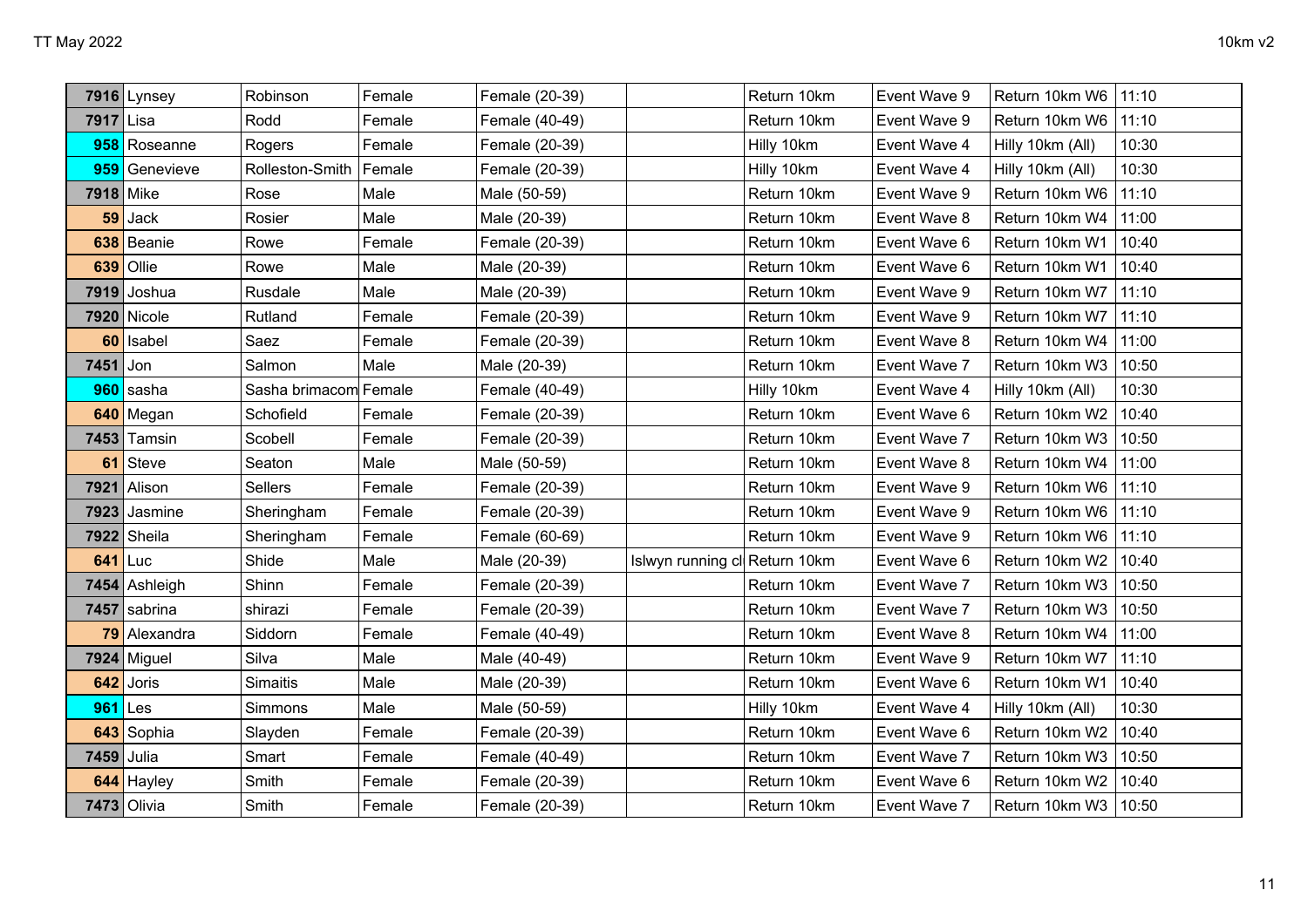| | | | | | | | | | |
|---|---|---|---|---|---|---|---|---|---|
| **7916** | Lynsey | Robinson | Female | Female (20-39) | | Return 10km | Event Wave 9 | Return 10km W6 | 11:10 |
| **7917** | Lisa | Rodd | Female | Female (40-49) | | Return 10km | Event Wave 9 | Return 10km W6 | 11:10 |
| **958** | Roseanne | Rogers | Female | Female (20-39) | | Hilly 10km | Event Wave 4 | Hilly 10km (All) | 10:30 |
| **959** | Genevieve | Rolleston-Smith | Female | Female (20-39) | | Hilly 10km | Event Wave 4 | Hilly 10km (All) | 10:30 |
| **7918** | Mike | Rose | Male | Male (50-59) | | Return 10km | Event Wave 9 | Return 10km W6 | 11:10 |
| **59** | Jack | Rosier | Male | Male (20-39) | | Return 10km | Event Wave 8 | Return 10km W4 | 11:00 |
| **638** | Beanie | Rowe | Female | Female (20-39) | | Return 10km | Event Wave 6 | Return 10km W1 | 10:40 |
| **639** | Ollie | Rowe | Male | Male (20-39) | | Return 10km | Event Wave 6 | Return 10km W1 | 10:40 |
| **7919** | Joshua | Rusdale | Male | Male (20-39) | | Return 10km | Event Wave 9 | Return 10km W7 | 11:10 |
| **7920** | Nicole | Rutland | Female | Female (20-39) | | Return 10km | Event Wave 9 | Return 10km W7 | 11:10 |
| **60** | Isabel | Saez | Female | Female (20-39) | | Return 10km | Event Wave 8 | Return 10km W4 | 11:00 |
| **7451** | Jon | Salmon | Male | Male (20-39) | | Return 10km | Event Wave 7 | Return 10km W3 | 10:50 |
| **960** | sasha | Sasha brimacom | Female | Female (40-49) | | Hilly 10km | Event Wave 4 | Hilly 10km (All) | 10:30 |
| **640** | Megan | Schofield | Female | Female (20-39) | | Return 10km | Event Wave 6 | Return 10km W2 | 10:40 |
| **7453** | Tamsin | Scobell | Female | Female (20-39) | | Return 10km | Event Wave 7 | Return 10km W3 | 10:50 |
| **61** | Steve | Seaton | Male | Male (50-59) | | Return 10km | Event Wave 8 | Return 10km W4 | 11:00 |
| **7921** | Alison | Sellers | Female | Female (20-39) | | Return 10km | Event Wave 9 | Return 10km W6 | 11:10 |
| **7923** | Jasmine | Sheringham | Female | Female (20-39) | | Return 10km | Event Wave 9 | Return 10km W6 | 11:10 |
| **7922** | Sheila | Sheringham | Female | Female (60-69) | | Return 10km | Event Wave 9 | Return 10km W6 | 11:10 |
| **641** | Luc | Shide | Male | Male (20-39) | Islwyn running cl | Return 10km | Event Wave 6 | Return 10km W2 | 10:40 |
| **7454** | Ashleigh | Shinn | Female | Female (20-39) | | Return 10km | Event Wave 7 | Return 10km W3 | 10:50 |
| **7457** | sabrina | shirazi | Female | Female (20-39) | | Return 10km | Event Wave 7 | Return 10km W3 | 10:50 |
| **79** | Alexandra | Siddorn | Female | Female (40-49) | | Return 10km | Event Wave 8 | Return 10km W4 | 11:00 |
| **7924** | Miguel | Silva | Male | Male (40-49) | | Return 10km | Event Wave 9 | Return 10km W7 | 11:10 |
| **642** | Joris | Simaitis | Male | Male (20-39) | | Return 10km | Event Wave 6 | Return 10km W1 | 10:40 |
| **961** | Les | Simmons | Male | Male (50-59) | | Hilly 10km | Event Wave 4 | Hilly 10km (All) | 10:30 |
| **643** | Sophia | Slayden | Female | Female (20-39) | | Return 10km | Event Wave 6 | Return 10km W2 | 10:40 |
| **7459** | Julia | Smart | Female | Female (40-49) | | Return 10km | Event Wave 7 | Return 10km W3 | 10:50 |
| **644** | Hayley | Smith | Female | Female (20-39) | | Return 10km | Event Wave 6 | Return 10km W2 | 10:40 |
| **7473** | Olivia | Smith | Female | Female (20-39) | | Return 10km | Event Wave 7 | Return 10km W3 | 10:50 |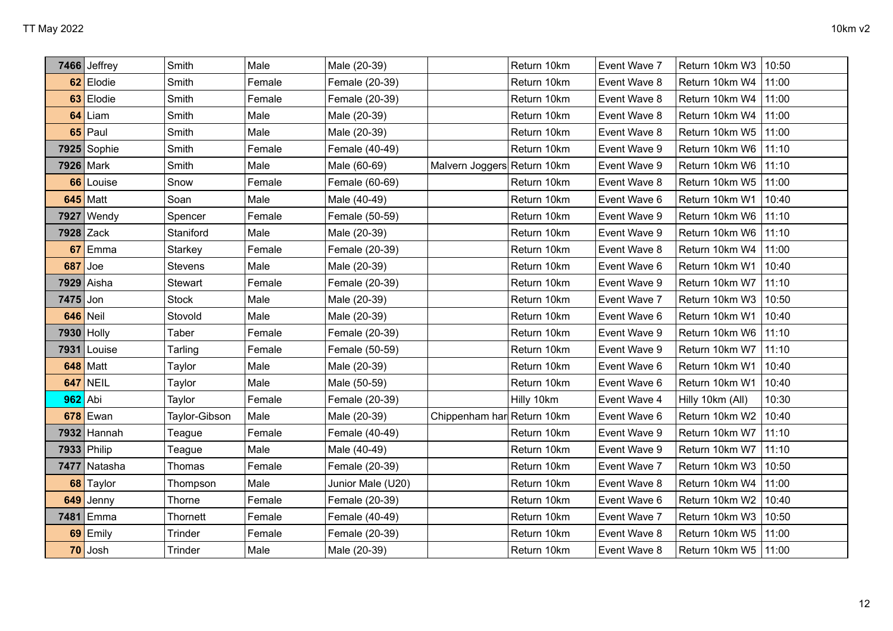| | | | | | | | | | |
|---|---|---|---|---|---|---|---|---|---|
| 7466 | Jeffrey | Smith | Male | Male (20-39) | | Return 10km | Event Wave 7 | Return 10km W3 | 10:50 |
| 62 | Elodie | Smith | Female | Female (20-39) | | Return 10km | Event Wave 8 | Return 10km W4 | 11:00 |
| 63 | Elodie | Smith | Female | Female (20-39) | | Return 10km | Event Wave 8 | Return 10km W4 | 11:00 |
| 64 | Liam | Smith | Male | Male (20-39) | | Return 10km | Event Wave 8 | Return 10km W4 | 11:00 |
| 65 | Paul | Smith | Male | Male (20-39) | | Return 10km | Event Wave 8 | Return 10km W5 | 11:00 |
| 7925 | Sophie | Smith | Female | Female (40-49) | | Return 10km | Event Wave 9 | Return 10km W6 | 11:10 |
| 7926 | Mark | Smith | Male | Male (60-69) | Malvern Joggers | Return 10km | Event Wave 9 | Return 10km W6 | 11:10 |
| 66 | Louise | Snow | Female | Female (60-69) | | Return 10km | Event Wave 8 | Return 10km W5 | 11:00 |
| 645 | Matt | Soan | Male | Male (40-49) | | Return 10km | Event Wave 6 | Return 10km W1 | 10:40 |
| 7927 | Wendy | Spencer | Female | Female (50-59) | | Return 10km | Event Wave 9 | Return 10km W6 | 11:10 |
| 7928 | Zack | Staniford | Male | Male (20-39) | | Return 10km | Event Wave 9 | Return 10km W6 | 11:10 |
| 67 | Emma | Starkey | Female | Female (20-39) | | Return 10km | Event Wave 8 | Return 10km W4 | 11:00 |
| 687 | Joe | Stevens | Male | Male (20-39) | | Return 10km | Event Wave 6 | Return 10km W1 | 10:40 |
| 7929 | Aisha | Stewart | Female | Female (20-39) | | Return 10km | Event Wave 9 | Return 10km W7 | 11:10 |
| 7475 | Jon | Stock | Male | Male (20-39) | | Return 10km | Event Wave 7 | Return 10km W3 | 10:50 |
| 646 | Neil | Stovold | Male | Male (20-39) | | Return 10km | Event Wave 6 | Return 10km W1 | 10:40 |
| 7930 | Holly | Taber | Female | Female (20-39) | | Return 10km | Event Wave 9 | Return 10km W6 | 11:10 |
| 7931 | Louise | Tarling | Female | Female (50-59) | | Return 10km | Event Wave 9 | Return 10km W7 | 11:10 |
| 648 | Matt | Taylor | Male | Male (20-39) | | Return 10km | Event Wave 6 | Return 10km W1 | 10:40 |
| 647 | NEIL | Taylor | Male | Male (50-59) | | Return 10km | Event Wave 6 | Return 10km W1 | 10:40 |
| 962 | Abi | Taylor | Female | Female (20-39) | | Hilly 10km | Event Wave 4 | Hilly 10km (All) | 10:30 |
| 678 | Ewan | Taylor-Gibson | Male | Male (20-39) | Chippenham har | Return 10km | Event Wave 6 | Return 10km W2 | 10:40 |
| 7932 | Hannah | Teague | Female | Female (40-49) | | Return 10km | Event Wave 9 | Return 10km W7 | 11:10 |
| 7933 | Philip | Teague | Male | Male (40-49) | | Return 10km | Event Wave 9 | Return 10km W7 | 11:10 |
| 7477 | Natasha | Thomas | Female | Female (20-39) | | Return 10km | Event Wave 7 | Return 10km W3 | 10:50 |
| 68 | Taylor | Thompson | Male | Junior Male (U20) | | Return 10km | Event Wave 8 | Return 10km W4 | 11:00 |
| 649 | Jenny | Thorne | Female | Female (20-39) | | Return 10km | Event Wave 6 | Return 10km W2 | 10:40 |
| 7481 | Emma | Thornett | Female | Female (40-49) | | Return 10km | Event Wave 7 | Return 10km W3 | 10:50 |
| 69 | Emily | Trinder | Female | Female (20-39) | | Return 10km | Event Wave 8 | Return 10km W5 | 11:00 |
| 70 | Josh | Trinder | Male | Male (20-39) | | Return 10km | Event Wave 8 | Return 10km W5 | 11:00 |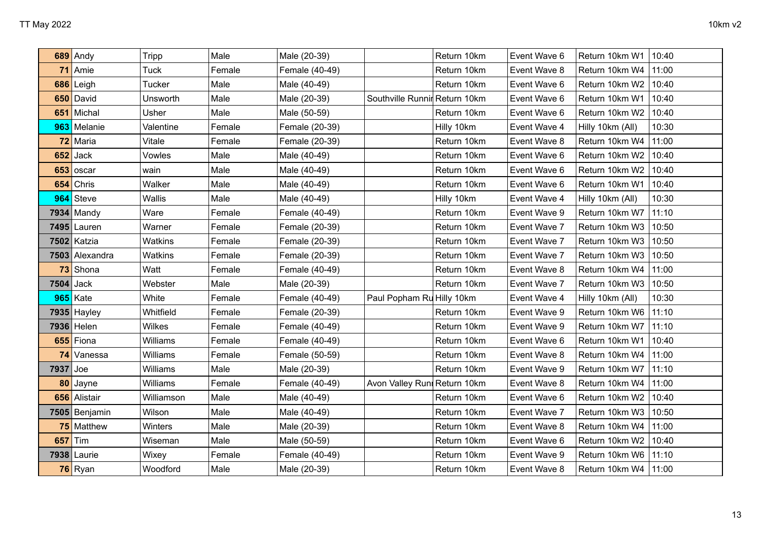| | | | | | | | | | |
|---|---|---|---|---|---|---|---|---|---|
| **689** | Andy | Tripp | Male | Male (20-39) | | Return 10km | Event Wave 6 | Return 10km W1 | 10:40 |
| **71** | Amie | Tuck | Female | Female (40-49) | | Return 10km | Event Wave 8 | Return 10km W4 | 11:00 |
| **686** | Leigh | Tucker | Male | Male (40-49) | | Return 10km | Event Wave 6 | Return 10km W2 | 10:40 |
| **650** | David | Unsworth | Male | Male (20-39) | Southville Runnir | Return 10km | Event Wave 6 | Return 10km W1 | 10:40 |
| **651** | Michal | Usher | Male | Male (50-59) | | Return 10km | Event Wave 6 | Return 10km W2 | 10:40 |
| **963** | Melanie | Valentine | Female | Female (20-39) | | Hilly 10km | Event Wave 4 | Hilly 10km (All) | 10:30 |
| **72** | Maria | Vitale | Female | Female (20-39) | | Return 10km | Event Wave 8 | Return 10km W4 | 11:00 |
| **652** | Jack | Vowles | Male | Male (40-49) | | Return 10km | Event Wave 6 | Return 10km W2 | 10:40 |
| **653** | oscar | wain | Male | Male (40-49) | | Return 10km | Event Wave 6 | Return 10km W2 | 10:40 |
| **654** | Chris | Walker | Male | Male (40-49) | | Return 10km | Event Wave 6 | Return 10km W1 | 10:40 |
| **964** | Steve | Wallis | Male | Male (40-49) | | Hilly 10km | Event Wave 4 | Hilly 10km (All) | 10:30 |
| **7934** | Mandy | Ware | Female | Female (40-49) | | Return 10km | Event Wave 9 | Return 10km W7 | 11:10 |
| **7495** | Lauren | Warner | Female | Female (20-39) | | Return 10km | Event Wave 7 | Return 10km W3 | 10:50 |
| **7502** | Katzia | Watkins | Female | Female (20-39) | | Return 10km | Event Wave 7 | Return 10km W3 | 10:50 |
| **7503** | Alexandra | Watkins | Female | Female (20-39) | | Return 10km | Event Wave 7 | Return 10km W3 | 10:50 |
| **73** | Shona | Watt | Female | Female (40-49) | | Return 10km | Event Wave 8 | Return 10km W4 | 11:00 |
| **7504** | Jack | Webster | Male | Male (20-39) | | Return 10km | Event Wave 7 | Return 10km W3 | 10:50 |
| **965** | Kate | White | Female | Female (40-49) | Paul Popham Ru | Hilly 10km | Event Wave 4 | Hilly 10km (All) | 10:30 |
| **7935** | Hayley | Whitfield | Female | Female (20-39) | | Return 10km | Event Wave 9 | Return 10km W6 | 11:10 |
| **7936** | Helen | Wilkes | Female | Female (40-49) | | Return 10km | Event Wave 9 | Return 10km W7 | 11:10 |
| **655** | Fiona | Williams | Female | Female (40-49) | | Return 10km | Event Wave 6 | Return 10km W1 | 10:40 |
| **74** | Vanessa | Williams | Female | Female (50-59) | | Return 10km | Event Wave 8 | Return 10km W4 | 11:00 |
| **7937** | Joe | Williams | Male | Male (20-39) | | Return 10km | Event Wave 9 | Return 10km W7 | 11:10 |
| **80** | Jayne | Williams | Female | Female (40-49) | Avon Valley Runi | Return 10km | Event Wave 8 | Return 10km W4 | 11:00 |
| **656** | Alistair | Williamson | Male | Male (40-49) | | Return 10km | Event Wave 6 | Return 10km W2 | 10:40 |
| **7505** | Benjamin | Wilson | Male | Male (40-49) | | Return 10km | Event Wave 7 | Return 10km W3 | 10:50 |
| **75** | Matthew | Winters | Male | Male (20-39) | | Return 10km | Event Wave 8 | Return 10km W4 | 11:00 |
| **657** | Tim | Wiseman | Male | Male (50-59) | | Return 10km | Event Wave 6 | Return 10km W2 | 10:40 |
| **7938** | Laurie | Wixey | Female | Female (40-49) | | Return 10km | Event Wave 9 | Return 10km W6 | 11:10 |
| **76** | Ryan | Woodford | Male | Male (20-39) | | Return 10km | Event Wave 8 | Return 10km W4 | 11:00 |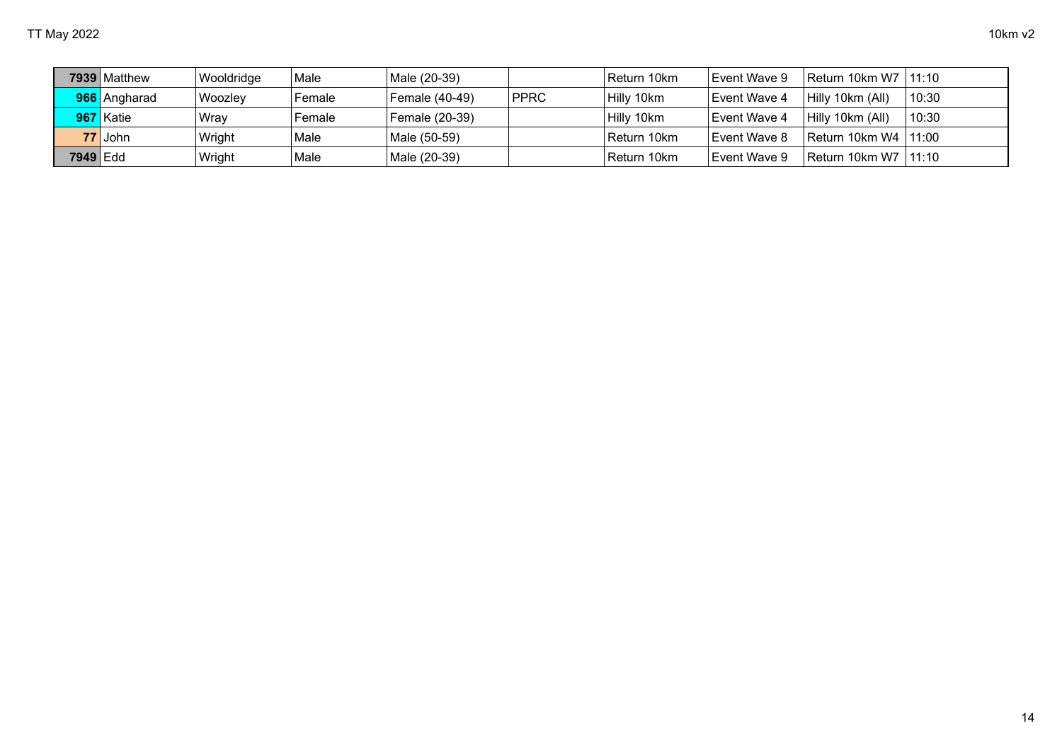| | | | | | | | | | |
|---|---|---|---|---|---|---|---|---|---|
| **7939** | Matthew | Wooldridge | Male | Male (20-39) | | Return 10km | Event Wave 9 | Return 10km W7 | 11:10 |
| **966** | Angharad | Woozley | Female | Female (40-49) | PPRC | Hilly 10km | Event Wave 4 | Hilly 10km (All) | 10:30 |
| **967** | Katie | Wray | Female | Female (20-39) | | Hilly 10km | Event Wave 4 | Hilly 10km (All) | 10:30 |
| **77** | John | Wright | Male | Male (50-59) | | Return 10km | Event Wave 8 | Return 10km W4 | 11:00 |
| **7949** | Edd | Wright | Male | Male (20-39) | | Return 10km | Event Wave 9 | Return 10km W7 | 11:10 |